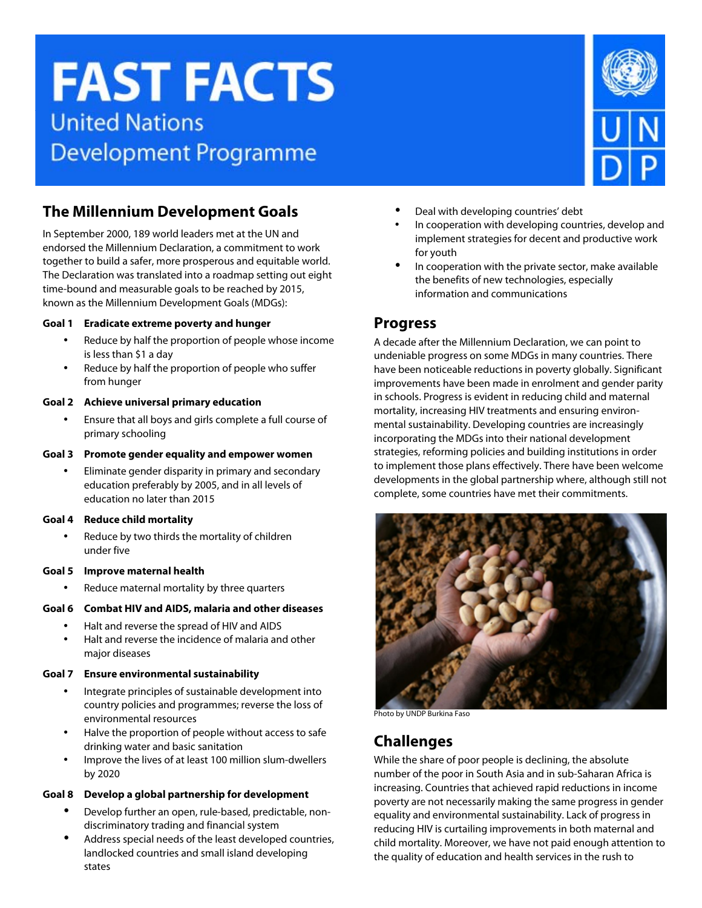# FAST FACTS

United Nations Development Programme

## The Millennium Development Goals

In September 2000, 189 world leaders met at the UN and endorsed the Millennium Declaration, a commitment to work together to build a safer, more prosperous and equitable world. The Declaration was translated into a roadmap setting out eight time-bound and measurable goals to be reached by 2015, known as the Millennium Development Goals (MDGs):

**Goal 1 Eradicate extreme poverty and hunger**

- Reduce by half the proportion of people whose income is less than $1 a day
- Reduce by half the proportion of people who suffer from hunger

**Goal 2 Achieve universal primary education**

- Ensure that all boys and girls complete a full course of primary schooling

**Goal 3 Promote gender equality and empower women**

- Eliminate gender disparity in primary and secondary education preferably by 2005, and in all levels of education no later than 2015

**Goal 4 Reduce child mortality**

- Reduce by two thirds the mortality of children under five

**Goal 5 Improve maternal health**

- Reduce maternal mortality by three quarters

**Goal 6 Combat HIV and AIDS, malaria and other diseases**

- Halt and reverse the spread of HIV and AIDS
- Halt and reverse the incidence of malaria and other major diseases

**Goal 7 Ensure environmental sustainability**

- Integrate principles of sustainable development into country policies and programmes; reverse the loss of environmental resources
- Halve the proportion of people without access to safe drinking water and basic sanitation
- Improve the lives of at least 100 million slum-dwellers by 2020

**Goal 8 Develop a global partnership for development**

- Develop further an open, rule-based, predictable, non-discriminatory trading and financial system
- Address special needs of the least developed countries, landlocked countries and small island developing states
- Deal with developing countries' debt
- In cooperation with developing countries, develop and implement strategies for decent and productive work for youth
- In cooperation with the private sector, make available the benefits of new technologies, especially information and communications

## Progress

A decade after the Millennium Declaration, we can point to undeniable progress on some MDGs in many countries. There have been noticeable reductions in poverty globally. Significant improvements have been made in enrolment and gender parity in schools. Progress is evident in reducing child and maternal mortality, increasing HIV treatments and ensuring environmental sustainability. Developing countries are increasingly incorporating the MDGs into their national development strategies, reforming policies and building institutions in order to implement those plans effectively. There have been welcome developments in the global partnership where, although still not complete, some countries have met their commitments.

Photo by UNDP Burkina Faso

## Challenges

While the share of poor people is declining, the absolute number of the poor in South Asia and in sub-Saharan Africa is increasing. Countries that achieved rapid reductions in income poverty are not necessarily making the same progress in gender equality and environmental sustainability. Lack of progress in reducing HIV is curtailing improvements in both maternal and child mortality. Moreover, we have not paid enough attention to the quality of education and health services in the rush to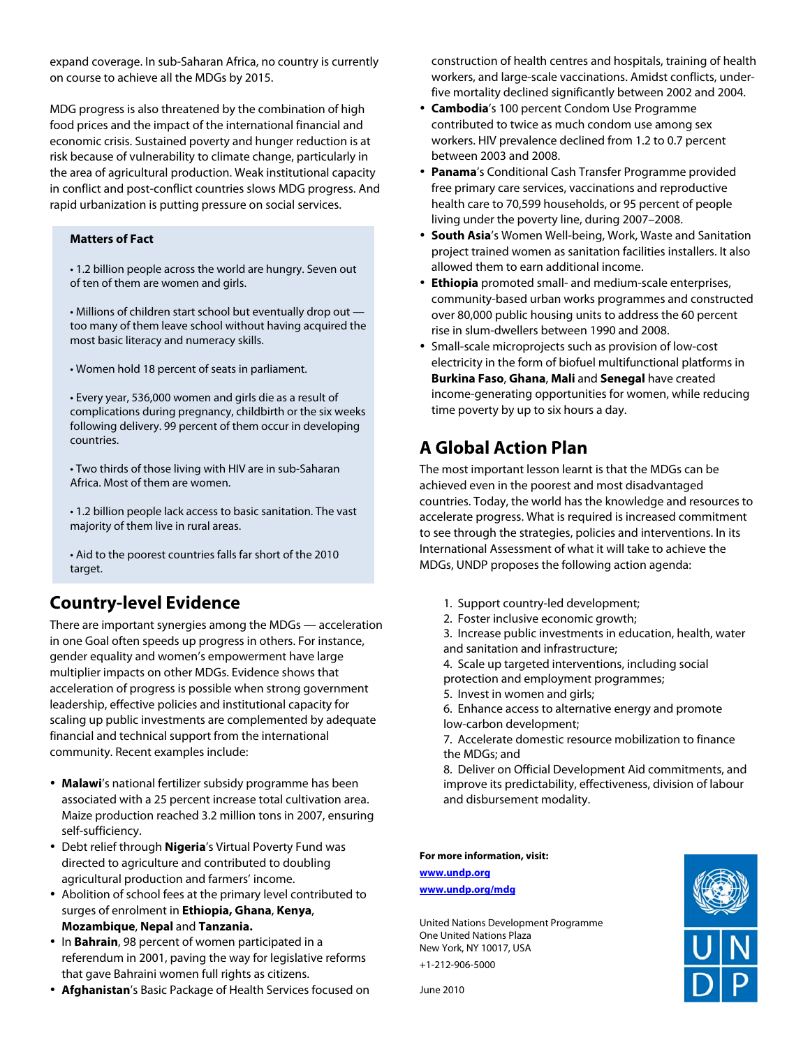expand coverage. In sub-Saharan Africa, no country is currently on course to achieve all the MDGs by 2015.

MDG progress is also threatened by the combination of high food prices and the impact of the international financial and economic crisis. Sustained poverty and hunger reduction is at risk because of vulnerability to climate change, particularly in the area of agricultural production. Weak institutional capacity in conflict and post-conflict countries slows MDG progress. And rapid urbanization is putting pressure on social services.

**Matters of Fact**

• 1.2 billion people across the world are hungry. Seven out of ten of them are women and girls.

• Millions of children start school but eventually drop out — too many of them leave school without having acquired the most basic literacy and numeracy skills.

• Women hold 18 percent of seats in parliament.

• Every year, 536,000 women and girls die as a result of complications during pregnancy, childbirth or the six weeks following delivery. 99 percent of them occur in developing countries.

• Two thirds of those living with HIV are in sub-Saharan Africa. Most of them are women.

• 1.2 billion people lack access to basic sanitation. The vast majority of them live in rural areas.

• Aid to the poorest countries falls far short of the 2010 target.

## Country-level Evidence

There are important synergies among the MDGs — acceleration in one Goal often speeds up progress in others. For instance, gender equality and women's empowerment have large multiplier impacts on other MDGs. Evidence shows that acceleration of progress is possible when strong government leadership, effective policies and institutional capacity for scaling up public investments are complemented by adequate financial and technical support from the international community. Recent examples include:

- **Malawi**'s national fertilizer subsidy programme has been associated with a 25 percent increase total cultivation area. Maize production reached 3.2 million tons in 2007, ensuring self-sufficiency.
- Debt relief through **Nigeria**'s Virtual Poverty Fund was directed to agriculture and contributed to doubling agricultural production and farmers' income.
- Abolition of school fees at the primary level contributed to surges of enrolment in **Ethiopia, Ghana**, **Kenya**, **Mozambique**, **Nepal** and **Tanzania.**
- In **Bahrain**, 98 percent of women participated in a referendum in 2001, paving the way for legislative reforms that gave Bahraini women full rights as citizens.
- **Afghanistan**'s Basic Package of Health Services focused on construction of health centres and hospitals, training of health workers, and large-scale vaccinations. Amidst conflicts, under-five mortality declined significantly between 2002 and 2004.
- **Cambodia**'s 100 percent Condom Use Programme contributed to twice as much condom use among sex workers. HIV prevalence declined from 1.2 to 0.7 percent between 2003 and 2008.
- **Panama**'s Conditional Cash Transfer Programme provided free primary care services, vaccinations and reproductive health care to 70,599 households, or 95 percent of people living under the poverty line, during 2007–2008.
- **South Asia**'s Women Well-being, Work, Waste and Sanitation project trained women as sanitation facilities installers. It also allowed them to earn additional income.
- **Ethiopia** promoted small- and medium-scale enterprises, community-based urban works programmes and constructed over 80,000 public housing units to address the 60 percent rise in slum-dwellers between 1990 and 2008.
- Small-scale microprojects such as provision of low-cost electricity in the form of biofuel multifunctional platforms in **Burkina Faso**, **Ghana**, **Mali** and **Senegal** have created income-generating opportunities for women, while reducing time poverty by up to six hours a day.

## A Global Action Plan

The most important lesson learnt is that the MDGs can be achieved even in the poorest and most disadvantaged countries. Today, the world has the knowledge and resources to accelerate progress. What is required is increased commitment to see through the strategies, policies and interventions. In its International Assessment of what it will take to achieve the MDGs, UNDP proposes the following action agenda:

1. Support country-led development;
2. Foster inclusive economic growth;
3. Increase public investments in education, health, water and sanitation and infrastructure;
4. Scale up targeted interventions, including social protection and employment programmes;
5. Invest in women and girls;
6. Enhance access to alternative energy and promote low-carbon development;
7. Accelerate domestic resource mobilization to finance the MDGs; and
8. Deliver on Official Development Aid commitments, and improve its predictability, effectiveness, division of labour and disbursement modality.

**For more information, visit:**

**www.undp.org**

**www.undp.org/mdg**

United Nations Development Programme
One United Nations Plaza
New York, NY 10017, USA
+1-212-906-5000

June 2010

UNDP